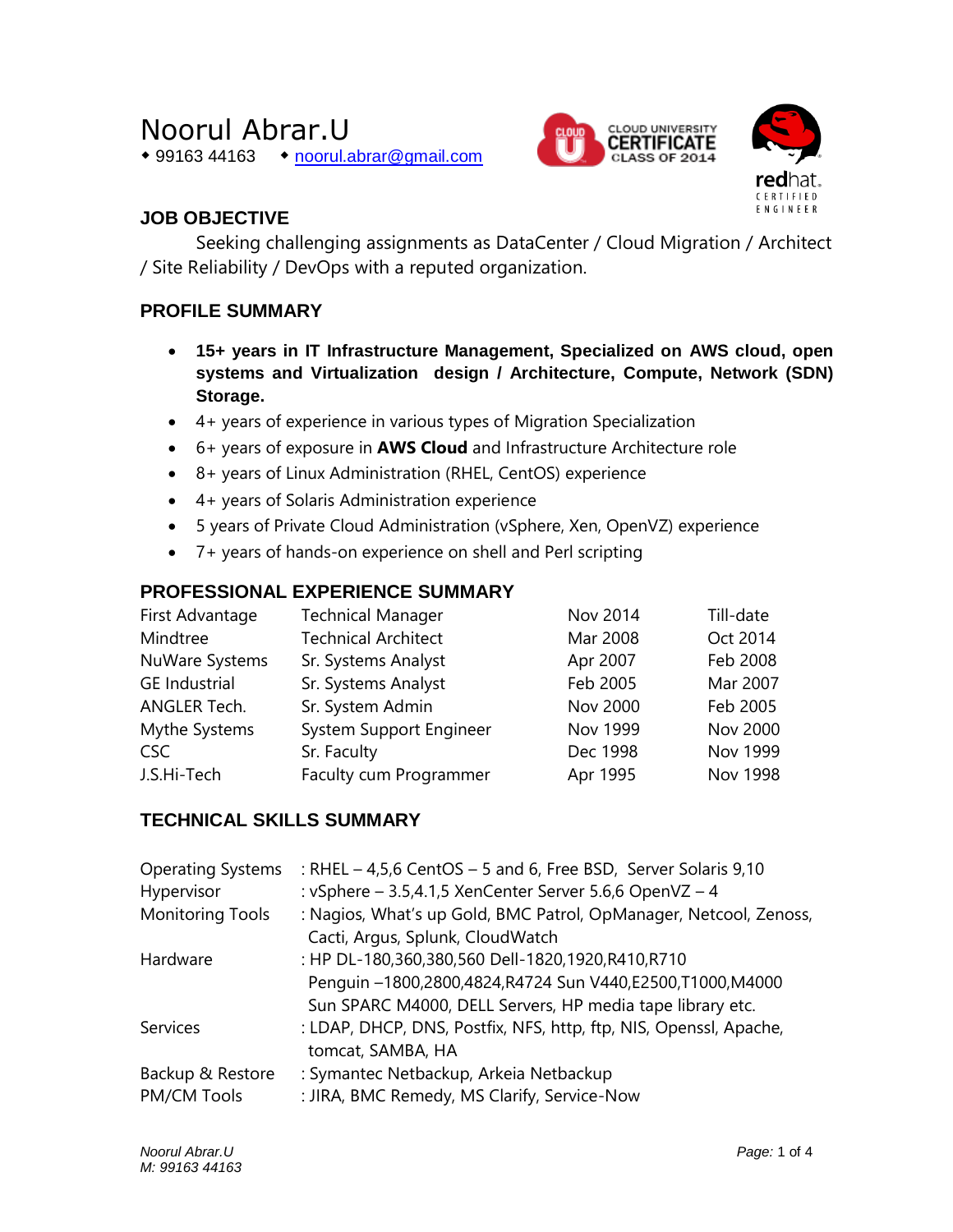# Noorul Abrar.U

◆ 99163 44163 ◆ noorul.abrar@gmail.com

## JOB OBJECTIVE

Seeking challenging assignments as DataCenter / Cloud Migration / Architect / Site Reliability / DevOps with a reputed organization.

## PROFILE SUMMARY

- **15+ years in IT Infrastructure Management, Specialized on AWS cloud, open systems and Virtualization design / Architecture, Compute, Network (SDN) Storage.**
- 4+ years of experience in various types of Migration Specialization
- 6+ years of exposure in **AWS Cloud** and Infrastructure Architecture role
- 8+ years of Linux Administration (RHEL, CentOS) experience
- 4+ years of Solaris Administration experience
- 5 years of Private Cloud Administration (vSphere, Xen, OpenVZ) experience
- 7+ years of hands-on experience on shell and Perl scripting

## PROFESSIONAL EXPERIENCE SUMMARY

| Company | Role | From | To |
|---|---|---|---|
| First Advantage | Technical Manager | Nov 2014 | Till-date |
| Mindtree | Technical Architect | Mar 2008 | Oct 2014 |
| NuWare Systems | Sr. Systems Analyst | Apr 2007 | Feb 2008 |
| GE Industrial | Sr. Systems Analyst | Feb 2005 | Mar 2007 |
| ANGLER Tech. | Sr. System Admin | Nov 2000 | Feb 2005 |
| Mythe Systems | System Support Engineer | Nov 1999 | Nov 2000 |
| CSC | Sr. Faculty | Dec 1998 | Nov 1999 |
| J.S.Hi-Tech | Faculty cum Programmer | Apr 1995 | Nov 1998 |

## TECHNICAL SKILLS SUMMARY

| Category | Skills |
|---|---|
| Operating Systems | : RHEL – 4,5,6 CentOS – 5 and 6, Free BSD, Server Solaris 9,10 |
| Hypervisor | : vSphere – 3.5,4.1,5 XenCenter Server 5.6,6 OpenVZ – 4 |
| Monitoring Tools | : Nagios, What's up Gold, BMC Patrol, OpManager, Netcool, Zenoss, Cacti, Argus, Splunk, CloudWatch |
| Hardware | : HP DL-180,360,380,560 Dell-1820,1920,R410,R710 Penguin –1800,2800,4824,R4724 Sun V440,E2500,T1000,M4000 Sun SPARC M4000, DELL Servers, HP media tape library etc. |
| Services | : LDAP, DHCP, DNS, Postfix, NFS, http, ftp, NIS, Openssl, Apache, tomcat, SAMBA, HA |
| Backup & Restore | : Symantec Netbackup, Arkeia Netbackup |
| PM/CM Tools | : JIRA, BMC Remedy, MS Clarify, Service-Now |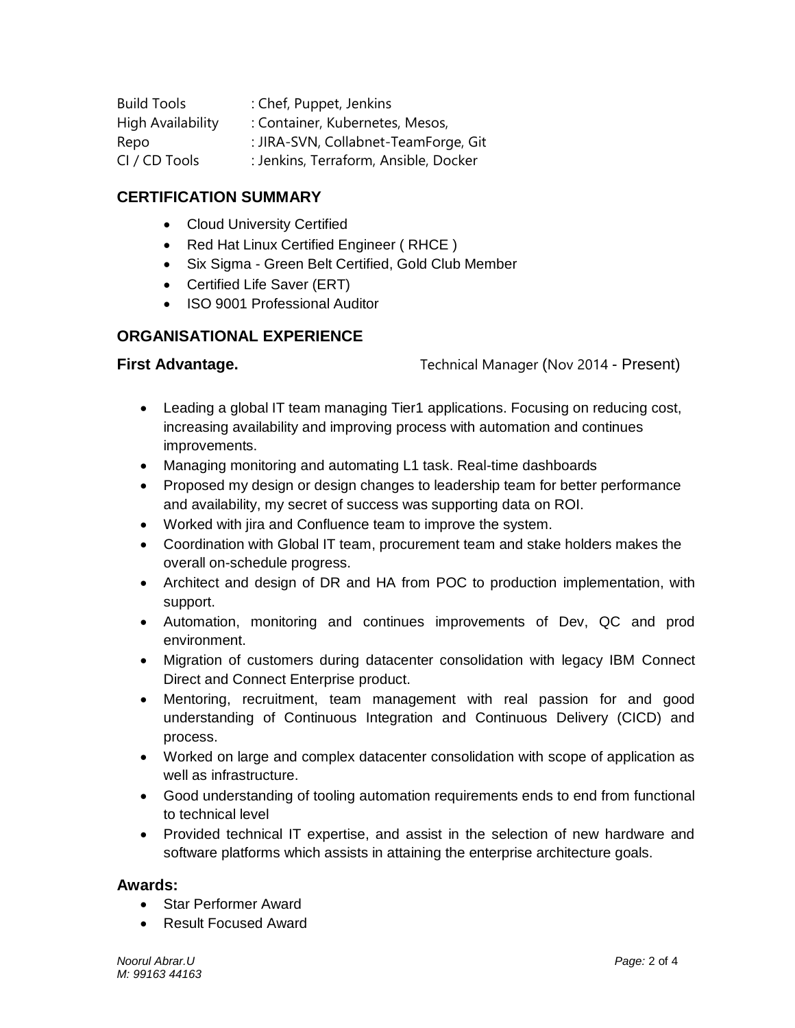| | |
|---|---|
| Build Tools | : Chef, Puppet, Jenkins |
| High Availability | : Container, Kubernetes, Mesos, |
| Repo | : JIRA-SVN, Collabnet-TeamForge, Git |
| CI / CD Tools | : Jenkins, Terraform, Ansible, Docker |

## CERTIFICATION SUMMARY

- Cloud University Certified
- Red Hat Linux Certified Engineer ( RHCE )
- Six Sigma - Green Belt Certified, Gold Club Member
- Certified Life Saver (ERT)
- ISO 9001 Professional Auditor

## ORGANISATIONAL EXPERIENCE

**First Advantage.** Technical Manager (Nov 2014 - Present)

- Leading a global IT team managing Tier1 applications. Focusing on reducing cost, increasing availability and improving process with automation and continues improvements.
- Managing monitoring and automating L1 task. Real-time dashboards
- Proposed my design or design changes to leadership team for better performance and availability, my secret of success was supporting data on ROI.
- Worked with jira and Confluence team to improve the system.
- Coordination with Global IT team, procurement team and stake holders makes the overall on-schedule progress.
- Architect and design of DR and HA from POC to production implementation, with support.
- Automation, monitoring and continues improvements of Dev, QC and prod environment.
- Migration of customers during datacenter consolidation with legacy IBM Connect Direct and Connect Enterprise product.
- Mentoring, recruitment, team management with real passion for and good understanding of Continuous Integration and Continuous Delivery (CICD) and process.
- Worked on large and complex datacenter consolidation with scope of application as well as infrastructure.
- Good understanding of tooling automation requirements ends to end from functional to technical level
- Provided technical IT expertise, and assist in the selection of new hardware and software platforms which assists in attaining the enterprise architecture goals.

### Awards:

- Star Performer Award
- Result Focused Award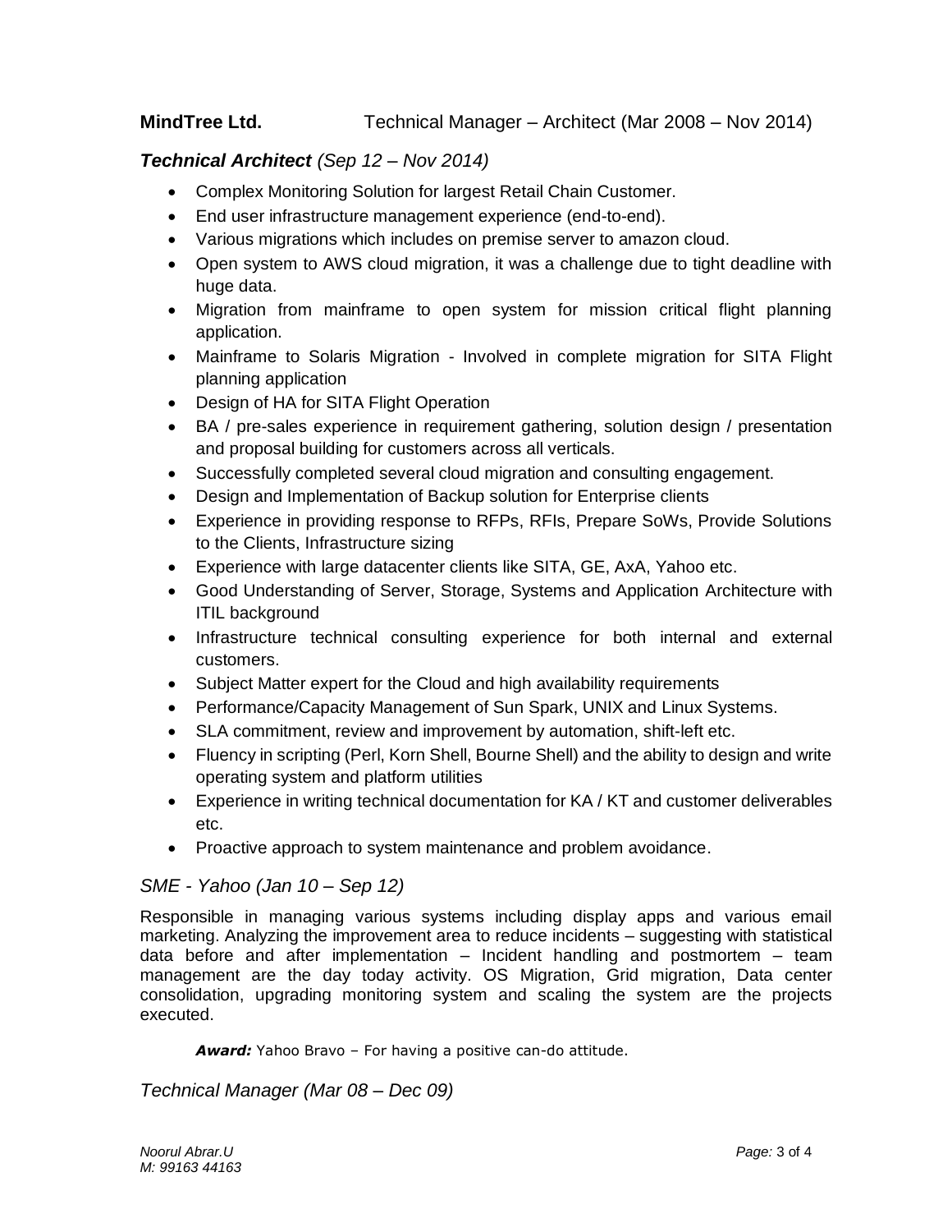**MindTree Ltd.** Technical Manager – Architect (Mar 2008 – Nov 2014)

***Technical Architect*** *(Sep 12 – Nov 2014)*

- Complex Monitoring Solution for largest Retail Chain Customer.
- End user infrastructure management experience (end-to-end).
- Various migrations which includes on premise server to amazon cloud.
- Open system to AWS cloud migration, it was a challenge due to tight deadline with huge data.
- Migration from mainframe to open system for mission critical flight planning application.
- Mainframe to Solaris Migration - Involved in complete migration for SITA Flight planning application
- Design of HA for SITA Flight Operation
- BA / pre-sales experience in requirement gathering, solution design / presentation and proposal building for customers across all verticals.
- Successfully completed several cloud migration and consulting engagement.
- Design and Implementation of Backup solution for Enterprise clients
- Experience in providing response to RFPs, RFIs, Prepare SoWs, Provide Solutions to the Clients, Infrastructure sizing
- Experience with large datacenter clients like SITA, GE, AxA, Yahoo etc.
- Good Understanding of Server, Storage, Systems and Application Architecture with ITIL background
- Infrastructure technical consulting experience for both internal and external customers.
- Subject Matter expert for the Cloud and high availability requirements
- Performance/Capacity Management of Sun Spark, UNIX and Linux Systems.
- SLA commitment, review and improvement by automation, shift-left etc.
- Fluency in scripting (Perl, Korn Shell, Bourne Shell) and the ability to design and write operating system and platform utilities
- Experience in writing technical documentation for KA / KT and customer deliverables etc.
- Proactive approach to system maintenance and problem avoidance.

*SME - Yahoo (Jan 10 – Sep 12)*

Responsible in managing various systems including display apps and various email marketing. Analyzing the improvement area to reduce incidents – suggesting with statistical data before and after implementation – Incident handling and postmortem – team management are the day today activity. OS Migration, Grid migration, Data center consolidation, upgrading monitoring system and scaling the system are the projects executed.

***Award:*** Yahoo Bravo – For having a positive can-do attitude.

*Technical Manager (Mar 08 – Dec 09)*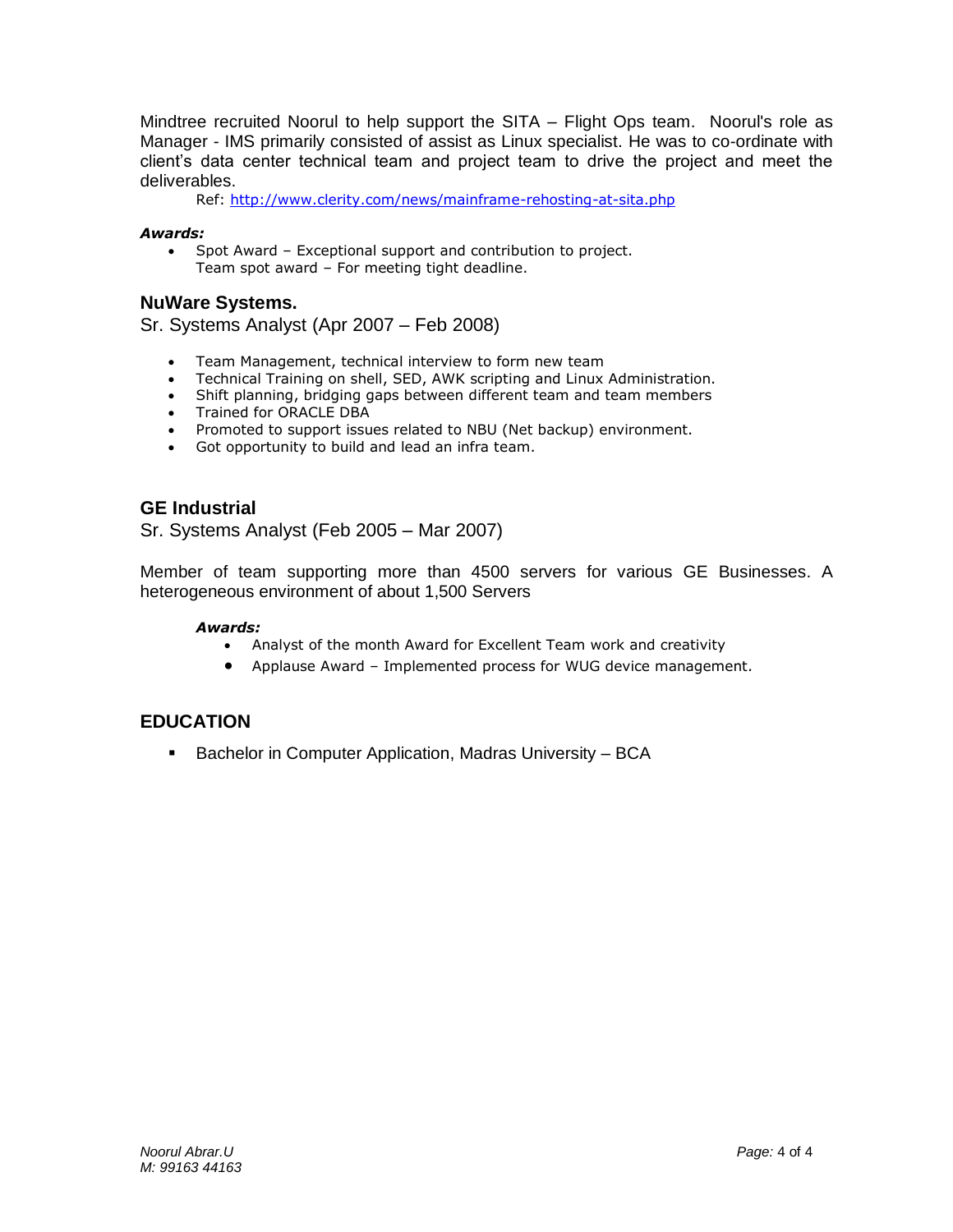Mindtree recruited Noorul to help support the SITA – Flight Ops team. Noorul's role as Manager - IMS primarily consisted of assist as Linux specialist. He was to co-ordinate with client's data center technical team and project team to drive the project and meet the deliverables.

Ref: http://www.clerity.com/news/mainframe-rehosting-at-sita.php

***Awards:***

- Spot Award – Exceptional support and contribution to project.
  Team spot award – For meeting tight deadline.

### NuWare Systems.

Sr. Systems Analyst (Apr 2007 – Feb 2008)

- Team Management, technical interview to form new team
- Technical Training on shell, SED, AWK scripting and Linux Administration.
- Shift planning, bridging gaps between different team and team members
- Trained for ORACLE DBA
- Promoted to support issues related to NBU (Net backup) environment.
- Got opportunity to build and lead an infra team.

### GE Industrial

Sr. Systems Analyst (Feb 2005 – Mar 2007)

Member of team supporting more than 4500 servers for various GE Businesses. A heterogeneous environment of about 1,500 Servers

***Awards:***

- Analyst of the month Award for Excellent Team work and creativity
- Applause Award – Implemented process for WUG device management.

## EDUCATION

- Bachelor in Computer Application, Madras University – BCA

*Noorul Abrar.U*
*M: 99163 44163*